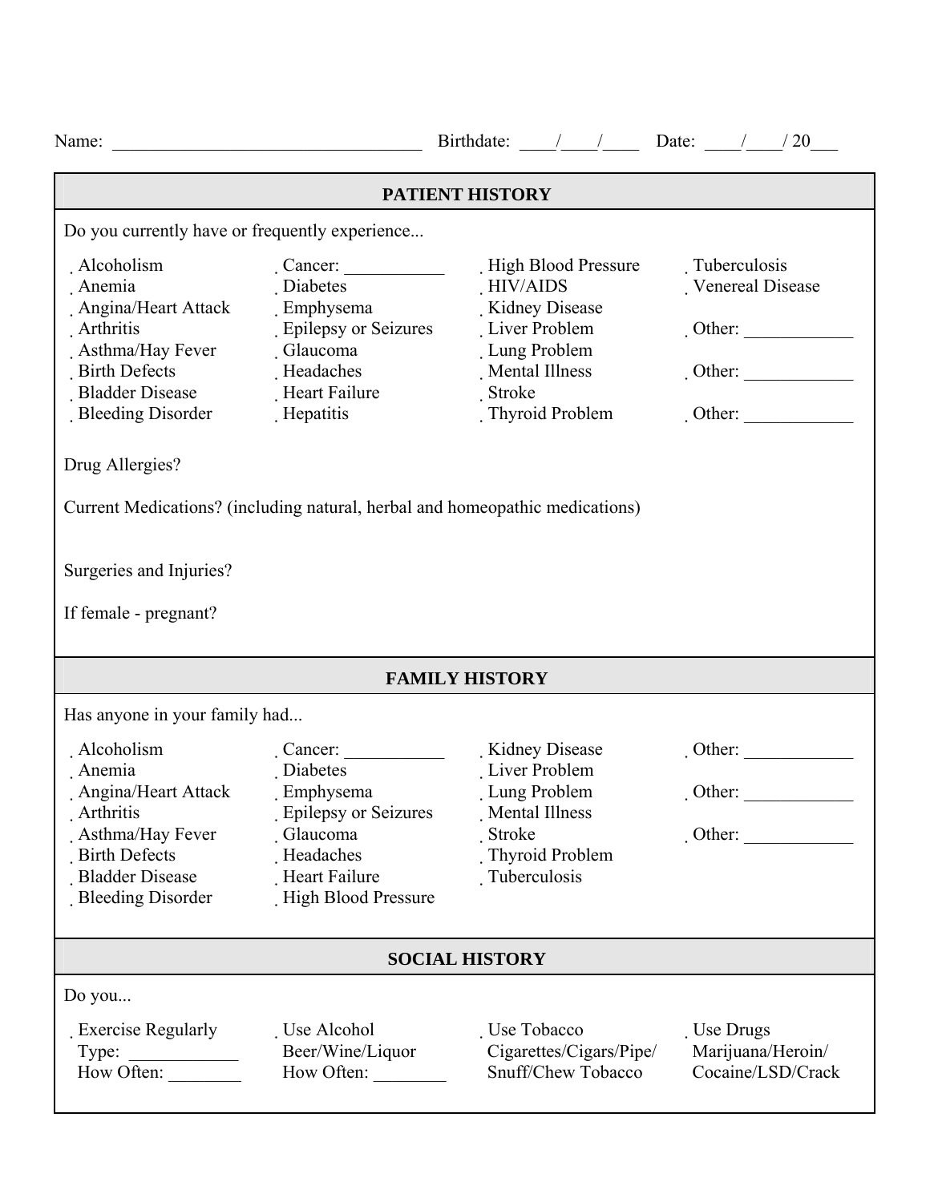Name: _________________________________ Birthdate: ____/____/____ Date: ____/____/ 20___

## PATIENT HISTORY

Do you currently have or frequently experience...

- Alcoholism
- Anemia
- Angina/Heart Attack
- Arthritis
- Asthma/Hay Fever
- Birth Defects
- Bladder Disease
- Bleeding Disorder
- Cancer: ___________
- Diabetes
- Emphysema
- Epilepsy or Seizures
- Glaucoma
- Headaches
- Heart Failure
- Hepatitis
- High Blood Pressure
- HIV/AIDS
- Kidney Disease
- Liver Problem
- Lung Problem
- Mental Illness
- Stroke
- Thyroid Problem
- Tuberculosis
- Venereal Disease
- Other: ____________
- Other: ____________
- Other: ____________

Drug Allergies?

Current Medications? (including natural, herbal and homeopathic medications)

Surgeries and Injuries?

If female - pregnant?

## FAMILY HISTORY

Has anyone in your family had...

- Alcoholism
- Anemia
- Angina/Heart Attack
- Arthritis
- Asthma/Hay Fever
- Birth Defects
- Bladder Disease
- Bleeding Disorder
- Cancer: ___________
- Diabetes
- Emphysema
- Epilepsy or Seizures
- Glaucoma
- Headaches
- Heart Failure
- High Blood Pressure
- Kidney Disease
- Liver Problem
- Lung Problem
- Mental Illness
- Stroke
- Thyroid Problem
- Tuberculosis
- Other: ____________
- Other: ____________
- Other: ____________

## SOCIAL HISTORY

Do you...

- Exercise Regularly
  Type: ____________
  How Often: ________
- Use Alcohol
  Beer/Wine/Liquor
  How Often: ________
- Use Tobacco
  Cigarettes/Cigars/Pipe/ Snuff/Chew Tobacco
- Use Drugs
  Marijuana/Heroin/ Cocaine/LSD/Crack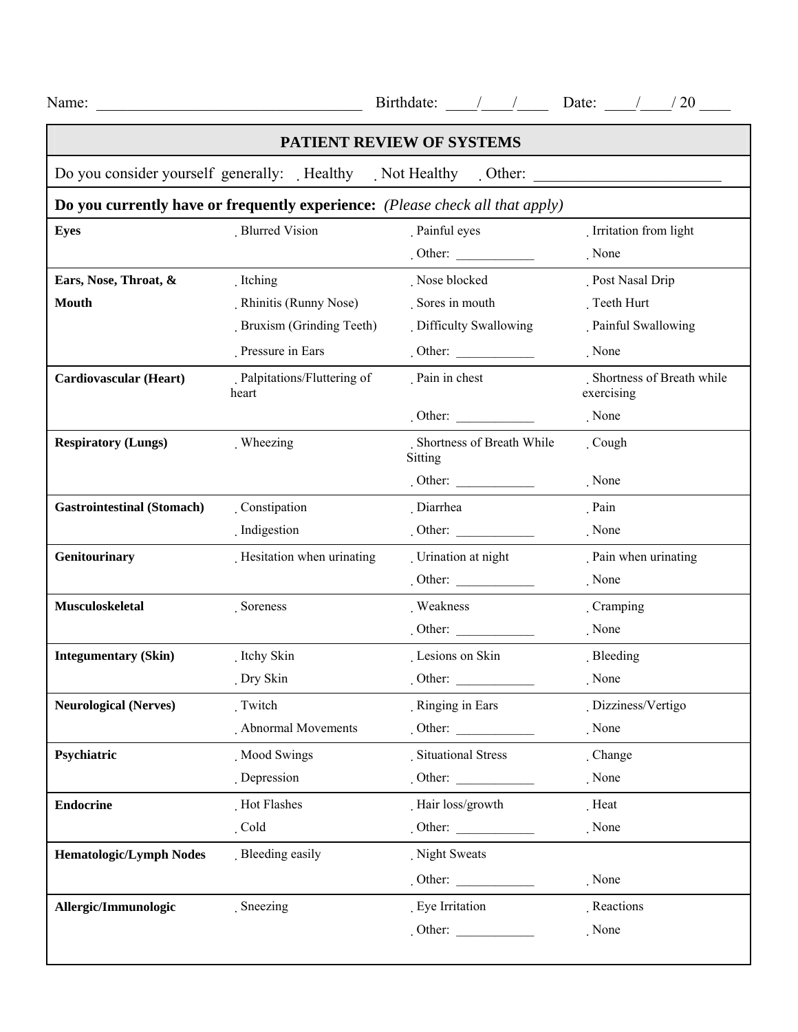Name: _________________________________ Birthdate: ____/____/____ Date: ____/____/ 20 ____

| PATIENT REVIEW OF SYSTEMS | | | |
|---|---|---|---|
| Do you consider yourself generally: Healthy Not Healthy Other: ________________________ | | | |
| **Do you currently have or frequently experience:** *(Please check all that apply)* | | | |
| **Eyes** | Blurred Vision | Painful eyes | Irritation from light |
| | | Other: ____________ | None |
| **Ears, Nose, Throat, & Mouth** | Itching | Nose blocked | Post Nasal Drip |
| | Rhinitis (Runny Nose) | Sores in mouth | Teeth Hurt |
| | Bruxism (Grinding Teeth) | Difficulty Swallowing | Painful Swallowing |
| | Pressure in Ears | Other: ____________ | None |
| **Cardiovascular (Heart)** | Palpitations/Fluttering of heart | Pain in chest | Shortness of Breath while exercising |
| | | Other: ____________ | None |
| **Respiratory (Lungs)** | Wheezing | Shortness of Breath While Sitting | Cough |
| | | Other: ____________ | None |
| **Gastrointestinal (Stomach)** | Constipation | Diarrhea | Pain |
| | Indigestion | Other: ____________ | None |
| **Genitourinary** | Hesitation when urinating | Urination at night | Pain when urinating |
| | | Other: ____________ | None |
| **Musculoskeletal** | Soreness | Weakness | Cramping |
| | | Other: ____________ | None |
| **Integumentary (Skin)** | Itchy Skin | Lesions on Skin | Bleeding |
| | Dry Skin | Other: ____________ | None |
| **Neurological (Nerves)** | Twitch | Ringing in Ears | Dizziness/Vertigo |
| | Abnormal Movements | Other: ____________ | None |
| **Psychiatric** | Mood Swings | Situational Stress | Change |
| | Depression | Other: ____________ | None |
| **Endocrine** | Hot Flashes | Hair loss/growth | Heat |
| | Cold | Other: ____________ | None |
| **Hematologic/Lymph Nodes** | Bleeding easily | Night Sweats | |
| | | Other: ____________ | None |
| **Allergic/Immunologic** | Sneezing | Eye Irritation | Reactions |
| | | Other: ____________ | None |